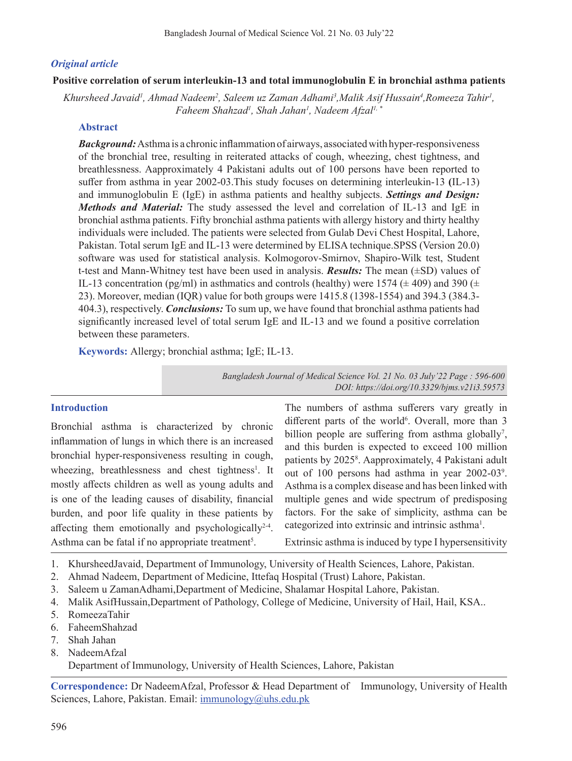*Original article*

# Positive correlation of serum interleukin-13 and total immunoglobulin E in bronchial asthma patients

*Khursheed Javaid[1], Ahmad Nadeem[2], Saleem uz Zaman Adhami[3],Malik Asif Hussain[4],Romeeza Tahir[1], Faheem Shahzad[1], Shah Jahan[1], Nadeem Afzal[1,*]*

## Abstract

***Background:*** Asthma is a chronic inflammation of airways, associated with hyper-responsiveness of the bronchial tree, resulting in reiterated attacks of cough, wheezing, chest tightness, and breathlessness. Aapproximately 4 Pakistani adults out of 100 persons have been reported to suffer from asthma in year 2002-03.This study focuses on determining interleukin-13 **(**IL-13) and immunoglobulin E (IgE) in asthma patients and healthy subjects. ***Settings and Design: Methods and Material:*** The study assessed the level and correlation of IL-13 and IgE in bronchial asthma patients. Fifty bronchial asthma patients with allergy history and thirty healthy individuals were included. The patients were selected from Gulab Devi Chest Hospital, Lahore, Pakistan. Total serum IgE and IL-13 were determined by ELISA technique.SPSS (Version 20.0) software was used for statistical analysis. Kolmogorov-Smirnov, Shapiro-Wilk test, Student t-test and Mann-Whitney test have been used in analysis. ***Results:*** The mean (±SD) values of IL-13 concentration (pg/ml) in asthmatics and controls (healthy) were 1574 (± 409) and 390 (± 23). Moreover, median (IQR) value for both groups were 1415.8 (1398-1554) and 394.3 (384.3-404.3), respectively. ***Conclusions:*** To sum up, we have found that bronchial asthma patients had significantly increased level of total serum IgE and IL-13 and we found a positive correlation between these parameters.

**Keywords:** Allergy; bronchial asthma; IgE; IL-13.

*DOI: https://doi.org/10.3329/bjms.v21i3.59573*

## Introduction

Bronchial asthma is characterized by chronic inflammation of lungs in which there is an increased bronchial hyper-responsiveness resulting in cough, wheezing, breathlessness and chest tightness[1]. It mostly affects children as well as young adults and is one of the leading causes of disability, financial burden, and poor life quality in these patients by affecting them emotionally and psychologically[2-4]. Asthma can be fatal if no appropriate treatment[5].

The numbers of asthma sufferers vary greatly in different parts of the world[6]. Overall, more than 3 billion people are suffering from asthma globally[7], and this burden is expected to exceed 100 million patients by 2025[8]. Aapproximately, 4 Pakistani adult out of 100 persons had asthma in year 2002-03[9]. Asthma is a complex disease and has been linked with multiple genes and wide spectrum of predisposing factors. For the sake of simplicity, asthma can be categorized into extrinsic and intrinsic asthma[1].

Extrinsic asthma is induced by type I hypersensitivity

1. KhursheedJavaid, Department of Immunology, University of Health Sciences, Lahore, Pakistan.
2. Ahmad Nadeem, Department of Medicine, Ittefaq Hospital (Trust) Lahore, Pakistan.
3. Saleem u ZamanAdhami,Department of Medicine, Shalamar Hospital Lahore, Pakistan.
4. Malik AsifHussain,Department of Pathology, College of Medicine, University of Hail, Hail, KSA..
5. RomeezaTahir
6. FaheemShahzad
7. Shah Jahan
8. NadeemAfzal

   Department of Immunology, University of Health Sciences, Lahore, Pakistan

**Correspondence:** Dr NadeemAfzal, Professor & Head Department of Immunology, University of Health Sciences, Lahore, Pakistan. Email: immunology@uhs.edu.pk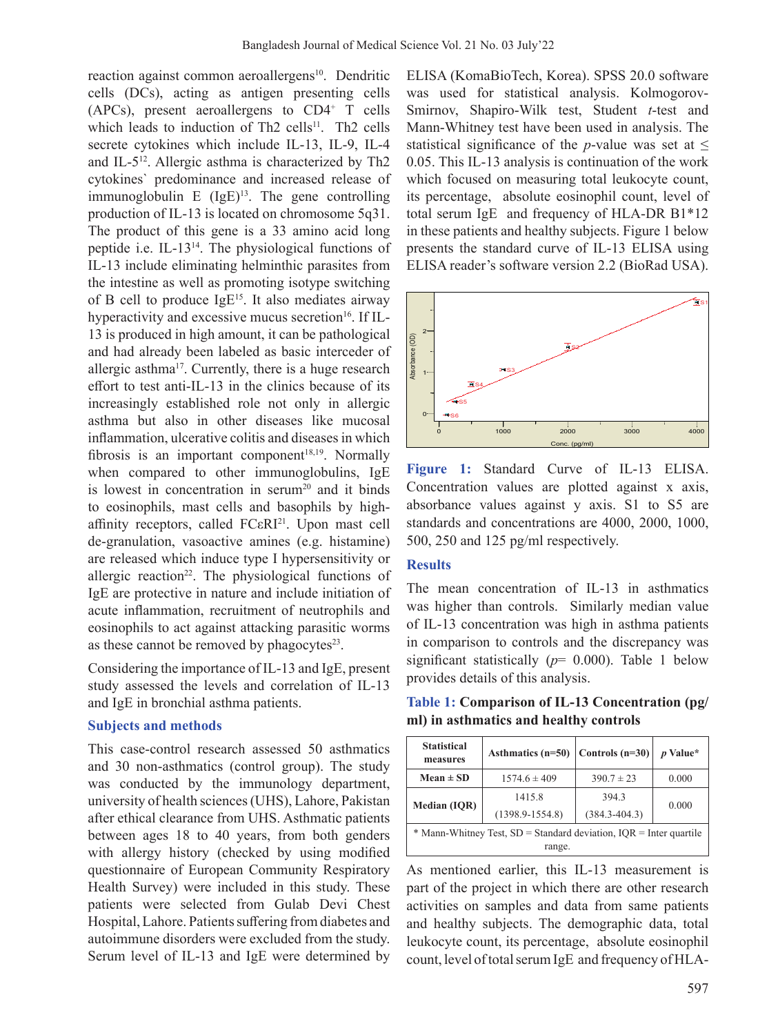reaction against common aeroallergens[10]. Dendritic cells (DCs), acting as antigen presenting cells (APCs), present aeroallergens to $CD4^+$ T cells which leads to induction of Th2 cells[11]. Th2 cells secrete cytokines which include IL-13, IL-9, IL-4 and IL-5[12]. Allergic asthma is characterized by Th2 cytokines` predominance and increased release of immunoglobulin E (IgE)[13]. The gene controlling production of IL-13 is located on chromosome 5q31. The product of this gene is a 33 amino acid long peptide i.e. IL-13[14]. The physiological functions of IL-13 include eliminating helminthic parasites from the intestine as well as promoting isotype switching of B cell to produce IgE[15]. It also mediates airway hyperactivity and excessive mucus secretion[16]. If IL-13 is produced in high amount, it can be pathological and had already been labeled as basic interceder of allergic asthma[17]. Currently, there is a huge research effort to test anti-IL-13 in the clinics because of its increasingly established role not only in allergic asthma but also in other diseases like mucosal inflammation, ulcerative colitis and diseases in which fibrosis is an important component[18,19]. Normally when compared to other immunoglobulins, IgE is lowest in concentration in serum[20] and it binds to eosinophils, mast cells and basophils by high-affinity receptors, called FCεRI[21]. Upon mast cell de-granulation, vasoactive amines (e.g. histamine) are released which induce type I hypersensitivity or allergic reaction[22]. The physiological functions of IgE are protective in nature and include initiation of acute inflammation, recruitment of neutrophils and eosinophils to act against attacking parasitic worms as these cannot be removed by phagocytes[23].

Considering the importance of IL-13 and IgE, present study assessed the levels and correlation of IL-13 and IgE in bronchial asthma patients.

## Subjects and methods

This case-control research assessed 50 asthmatics and 30 non-asthmatics (control group). The study was conducted by the immunology department, university of health sciences (UHS), Lahore, Pakistan after ethical clearance from UHS. Asthmatic patients between ages 18 to 40 years, from both genders with allergy history (checked by using modified questionnaire of European Community Respiratory Health Survey) were included in this study. These patients were selected from Gulab Devi Chest Hospital, Lahore. Patients suffering from diabetes and autoimmune disorders were excluded from the study. Serum level of IL-13 and IgE were determined by ELISA (KomaBioTech, Korea). SPSS 20.0 software was used for statistical analysis. Kolmogorov-Smirnov, Shapiro-Wilk test, Student *t*-test and Mann-Whitney test have been used in analysis. The statistical significance of the *p*-value was set at ≤ 0.05. This IL-13 analysis is continuation of the work which focused on measuring total leukocyte count, its percentage, absolute eosinophil count, level of total serum IgE and frequency of HLA-DR B1*12 in these patients and healthy subjects. Figure 1 below presents the standard curve of IL-13 ELISA using ELISA reader's software version 2.2 (BioRad USA).

**Figure 1:** Standard Curve of IL-13 ELISA. Concentration values are plotted against x axis, absorbance values against y axis. S1 to S5 are standards and concentrations are 4000, 2000, 1000, 500, 250 and 125 pg/ml respectively.

## Results

The mean concentration of IL-13 in asthmatics was higher than controls. Similarly median value of IL-13 concentration was high in asthma patients in comparison to controls and the discrepancy was significant statistically (*p*= 0.000). Table 1 below provides details of this analysis.

**Table 1: Comparison of IL-13 Concentration (pg/ml) in asthmatics and healthy controls**

| Statistical measures | Asthmatics (n=50) | Controls (n=30) | *p* Value* |
|---|---|---|---|
| Mean ± SD | 1574.6 ± 409 | 390.7 ± 23 | 0.000 |
| Median (IQR) | 1415.8 (1398.9-1554.8) | 394.3 (384.3-404.3) | 0.000 |

\* Mann-Whitney Test, SD = Standard deviation, IQR = Inter quartile range.

As mentioned earlier, this IL-13 measurement is part of the project in which there are other research activities on samples and data from same patients and healthy subjects. The demographic data, total leukocyte count, its percentage, absolute eosinophil count, level of total serum IgE and frequency of HLA-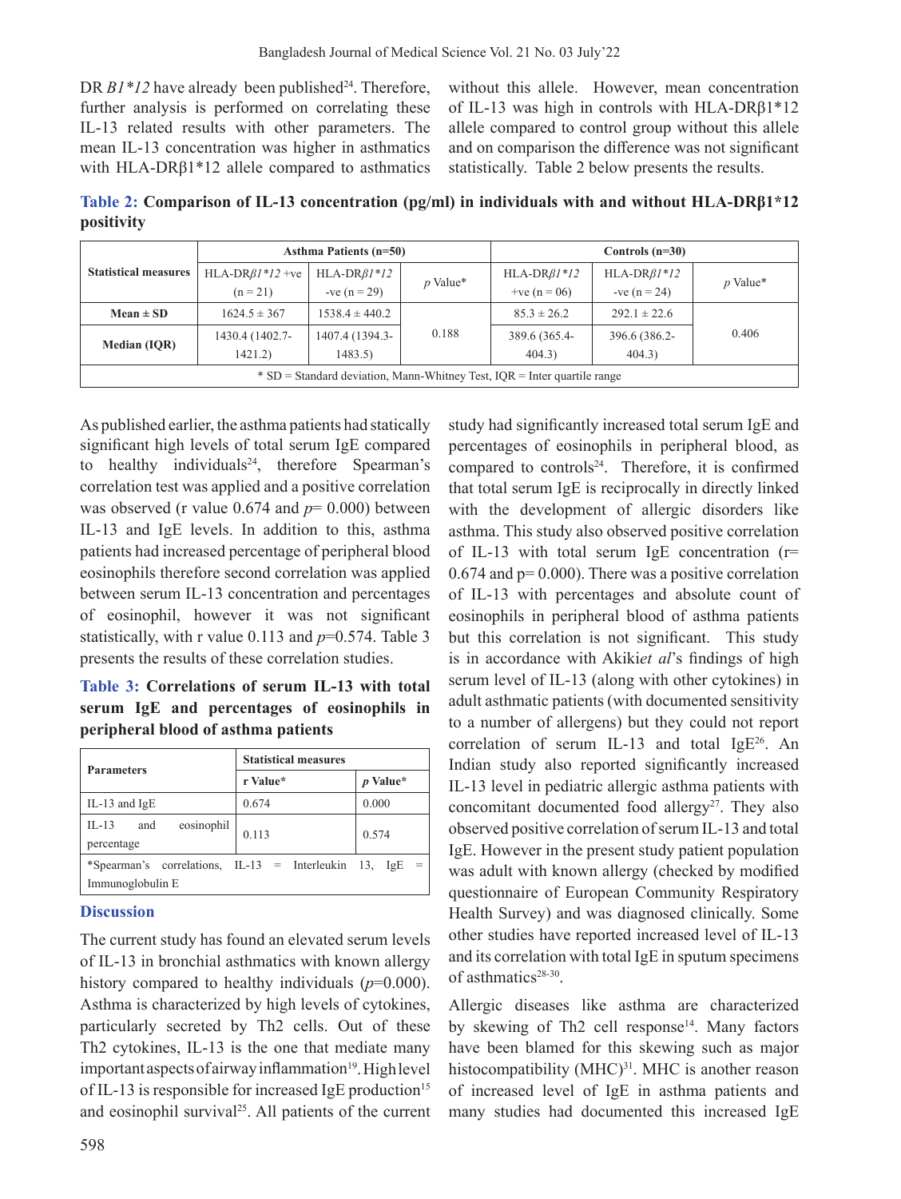DR *B1*12* have already been published[24]. Therefore, further analysis is performed on correlating these IL-13 related results with other parameters. The mean IL-13 concentration was higher in asthmatics with HLA-DRβ1*12 allele compared to asthmatics without this allele. However, mean concentration of IL-13 was high in controls with HLA-DRβ1*12 allele compared to control group without this allele and on comparison the difference was not significant statistically. Table 2 below presents the results.

**Table 2: Comparison of IL-13 concentration (pg/ml) in individuals with and without HLA-DRβ1*12 positivity**

| Statistical measures | Asthma Patients (n=50) | | | Controls (n=30) | | |
|---|---|---|---|---|---|---|
| | HLA-DR*β1*12* +ve (n = 21) | HLA-DR*β1*12* -ve (n = 29) | *p* Value* | HLA-DR*β1*12* +ve (n = 06) | HLA-DR*β1*12* -ve (n = 24) | *p* Value* |
| **Mean ± SD** | 1624.5 ± 367 | 1538.4 ± 440.2 | 0.188 | 85.3 ± 26.2 | 292.1 ± 22.6 | 0.406 |
| **Median (IQR)** | 1430.4 (1402.7-1421.2) | 1407.4 (1394.3-1483.5) | | 389.6 (365.4-404.3) | 396.6 (386.2-404.3) | |

\* SD = Standard deviation, Mann-Whitney Test, IQR = Inter quartile range

As published earlier, the asthma patients had statically significant high levels of total serum IgE compared to healthy individuals[24], therefore Spearman's correlation test was applied and a positive correlation was observed (r value 0.674 and *p*= 0.000) between IL-13 and IgE levels. In addition to this, asthma patients had increased percentage of peripheral blood eosinophils therefore second correlation was applied between serum IL-13 concentration and percentages of eosinophil, however it was not significant statistically, with r value 0.113 and *p*=0.574. Table 3 presents the results of these correlation studies.

**Table 3: Correlations of serum IL-13 with total serum IgE and percentages of eosinophils in peripheral blood of asthma patients**

| Parameters | Statistical measures | |
|---|---|---|
| | r Value* | *p* Value* |
| IL-13 and IgE | 0.674 | 0.000 |
| IL-13 and eosinophil percentage | 0.113 | 0.574 |

\*Spearman's correlations, IL-13 = Interleukin 13, IgE = Immunoglobulin E

## Discussion

The current study has found an elevated serum levels of IL-13 in bronchial asthmatics with known allergy history compared to healthy individuals (*p*=0.000). Asthma is characterized by high levels of cytokines, particularly secreted by Th2 cells. Out of these Th2 cytokines, IL-13 is the one that mediate many important aspects of airway inflammation[19]. High level of IL-13 is responsible for increased IgE production[15] and eosinophil survival[25]. All patients of the current study had significantly increased total serum IgE and percentages of eosinophils in peripheral blood, as compared to controls[24]. Therefore, it is confirmed that total serum IgE is reciprocally in directly linked with the development of allergic disorders like asthma. This study also observed positive correlation of IL-13 with total serum IgE concentration (r= 0.674 and p= 0.000). There was a positive correlation of IL-13 with percentages and absolute count of eosinophils in peripheral blood of asthma patients but this correlation is not significant. This study is in accordance with Akiki*et al*'s findings of high serum level of IL-13 (along with other cytokines) in adult asthmatic patients (with documented sensitivity to a number of allergens) but they could not report correlation of serum IL-13 and total IgE[26]. An Indian study also reported significantly increased IL-13 level in pediatric allergic asthma patients with concomitant documented food allergy[27]. They also observed positive correlation of serum IL-13 and total IgE. However in the present study patient population was adult with known allergy (checked by modified questionnaire of European Community Respiratory Health Survey) and was diagnosed clinically. Some other studies have reported increased level of IL-13 and its correlation with total IgE in sputum specimens of asthmatics[28-30].

Allergic diseases like asthma are characterized by skewing of Th2 cell response[14]. Many factors have been blamed for this skewing such as major histocompatibility (MHC)[31]. MHC is another reason of increased level of IgE in asthma patients and many studies had documented this increased IgE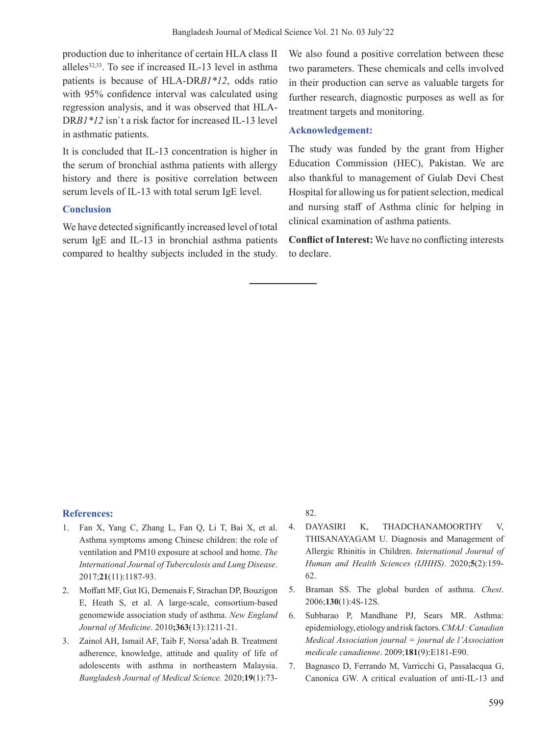production due to inheritance of certain HLA class II alleles[32,33]. To see if increased IL-13 level in asthma patients is because of HLA-DR*B1*12*, odds ratio with 95% confidence interval was calculated using regression analysis, and it was observed that HLA-DR*B1*12* isn`t a risk factor for increased IL-13 level in asthmatic patients.

It is concluded that IL-13 concentration is higher in the serum of bronchial asthma patients with allergy history and there is positive correlation between serum levels of IL-13 with total serum IgE level.

## Conclusion

We have detected significantly increased level of total serum IgE and IL-13 in bronchial asthma patients compared to healthy subjects included in the study. We also found a positive correlation between these two parameters. These chemicals and cells involved in their production can serve as valuable targets for further research, diagnostic purposes as well as for treatment targets and monitoring.

## Acknowledgement:

The study was funded by the grant from Higher Education Commission (HEC), Pakistan. We are also thankful to management of Gulab Devi Chest Hospital for allowing us for patient selection, medical and nursing staff of Asthma clinic for helping in clinical examination of asthma patients.

**Conflict of Interest:** We have no conflicting interests to declare.

## References:

1. Fan X, Yang C, Zhang L, Fan Q, Li T, Bai X, et al. Asthma symptoms among Chinese children: the role of ventilation and PM10 exposure at school and home. *The International Journal of Tuberculosis and Lung Disease*. 2017;**21**(11):1187-93.
2. Moffatt MF, Gut IG, Demenais F, Strachan DP, Bouzigon E, Heath S, et al. A large-scale, consortium-based genomewide association study of asthma. *New England Journal of Medicine.* 2010**;363**(13):1211-21.
3. Zainol AH, Ismail AF, Taib F, Norsa'adah B. Treatment adherence, knowledge, attitude and quality of life of adolescents with asthma in northeastern Malaysia. *Bangladesh Journal of Medical Science.* 2020;**19**(1):73-82.
4. DAYASIRI K, THADCHANAMOORTHY V, THISANAYAGAM U. Diagnosis and Management of Allergic Rhinitis in Children. *International Journal of Human and Health Sciences (IJHHS)*. 2020;**5**(2):159-62.
5. Braman SS. The global burden of asthma. *Chest*. 2006;**130**(1):4S-12S.
6. Subbarao P, Mandhane PJ, Sears MR. Asthma: epidemiology, etiology and risk factors. *CMAJ : Canadian Medical Association journal = journal de l'Association medicale canadienne*. 2009;**181**(9):E181-E90.
7. Bagnasco D, Ferrando M, Varricchi G, Passalacqua G, Canonica GW. A critical evaluation of anti-IL-13 and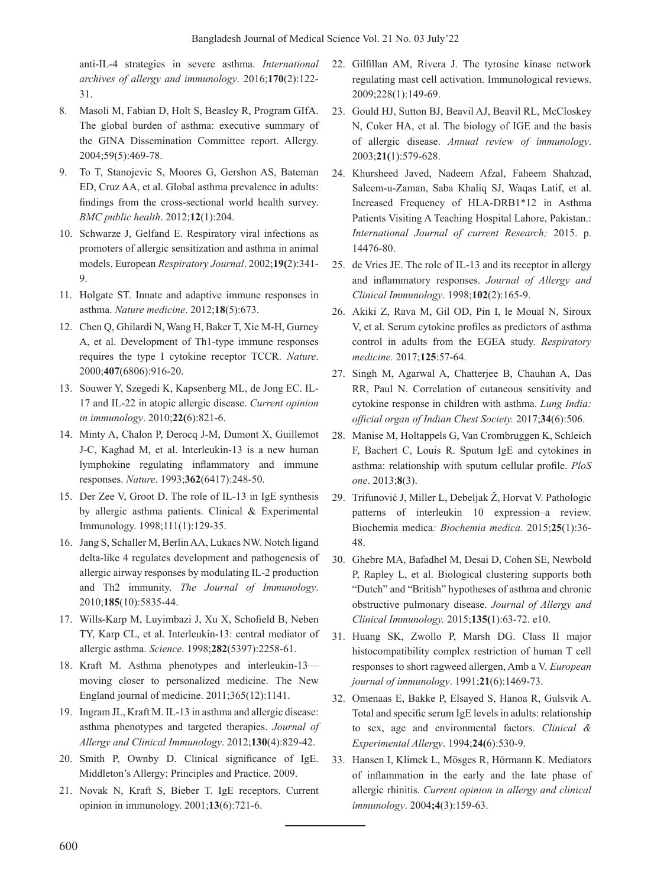anti-IL-4 strategies in severe asthma. *International archives of allergy and immunology*. 2016;**170**(2):122-31.

8. Masoli M, Fabian D, Holt S, Beasley R, Program GIfA. The global burden of asthma: executive summary of the GINA Dissemination Committee report. Allergy. 2004;59(5):469-78.
9. To T, Stanojevic S, Moores G, Gershon AS, Bateman ED, Cruz AA, et al. Global asthma prevalence in adults: findings from the cross-sectional world health survey. *BMC public health*. 2012;**12**(1):204.
10. Schwarze J, Gelfand E. Respiratory viral infections as promoters of allergic sensitization and asthma in animal models. European *Respiratory Journal*. 2002;**19(**2):341-9.
11. Holgate ST. Innate and adaptive immune responses in asthma. *Nature medicine*. 2012;**18**(5):673.
12. Chen Q, Ghilardi N, Wang H, Baker T, Xie M-H, Gurney A, et al. Development of Th1-type immune responses requires the type I cytokine receptor TCCR. *Nature*. 2000;**407**(6806):916-20.
13. Souwer Y, Szegedi K, Kapsenberg ML, de Jong EC. IL-17 and IL-22 in atopic allergic disease. *Current opinion in immunology*. 2010;**22(**6):821-6.
14. Minty A, Chalon P, Derocq J-M, Dumont X, Guillemot J-C, Kaghad M, et al. lnterleukin-13 is a new human lymphokine regulating inflammatory and immune responses. *Nature*. 1993;**362(**6417):248-50.
15. Der Zee V, Groot D. The role of IL-13 in IgE synthesis by allergic asthma patients. Clinical & Experimental Immunology. 1998;111(1):129-35.
16. Jang S, Schaller M, Berlin AA, Lukacs NW. Notch ligand delta-like 4 regulates development and pathogenesis of allergic airway responses by modulating IL-2 production and Th2 immunity. *The Journal of Immunology*. 2010;**185**(10):5835-44.
17. Wills-Karp M, Luyimbazi J, Xu X, Schofield B, Neben TY, Karp CL, et al. Interleukin-13: central mediator of allergic asthma. *Science*. 1998;**282**(5397):2258-61.
18. Kraft M. Asthma phenotypes and interleukin-13—moving closer to personalized medicine. The New England journal of medicine. 2011;365(12):1141.
19. Ingram JL, Kraft M. IL-13 in asthma and allergic disease: asthma phenotypes and targeted therapies. *Journal of Allergy and Clinical Immunology*. 2012;**130(**4):829-42.
20. Smith P, Ownby D. Clinical significance of IgE. Middleton's Allergy: Principles and Practice. 2009.
21. Novak N, Kraft S, Bieber T. IgE receptors. Current opinion in immunology. 2001;**13**(6):721-6.
22. Gilfillan AM, Rivera J. The tyrosine kinase network regulating mast cell activation. Immunological reviews. 2009;228(1):149-69.
23. Gould HJ, Sutton BJ, Beavil AJ, Beavil RL, McCloskey N, Coker HA, et al. The biology of IGE and the basis of allergic disease. *Annual review of immunology*. 2003;**21(**1):579-628.
24. Khursheed Javed, Nadeem Afzal, Faheem Shahzad, Saleem-u-Zaman, Saba Khaliq SJ, Waqas Latif, et al. Increased Frequency of HLA-DRB1*12 in Asthma Patients Visiting A Teaching Hospital Lahore, Pakistan.: *International Journal of current Research;* 2015. p. 14476-80.
25. de Vries JE. The role of IL-13 and its receptor in allergy and inflammatory responses. *Journal of Allergy and Clinical Immunology*. 1998;**102**(2):165-9.
26. Akiki Z, Rava M, Gil OD, Pin I, le Moual N, Siroux V, et al. Serum cytokine profiles as predictors of asthma control in adults from the EGEA study. *Respiratory medicine.* 2017;**125**:57-64.
27. Singh M, Agarwal A, Chatterjee B, Chauhan A, Das RR, Paul N. Correlation of cutaneous sensitivity and cytokine response in children with asthma. *Lung India: official organ of Indian Chest Society.* 2017;**34**(6):506.
28. Manise M, Holtappels G, Van Crombruggen K, Schleich F, Bachert C, Louis R. Sputum IgE and cytokines in asthma: relationship with sputum cellular profile. *PloS one*. 2013;**8**(3).
29. Trifunović J, Miller L, Debeljak Ž, Horvat V. Pathologic patterns of interleukin 10 expression–a review. Biochemia medica*: Biochemia medica.* 2015;**25**(1):36-48.
30. Ghebre MA, Bafadhel M, Desai D, Cohen SE, Newbold P, Rapley L, et al. Biological clustering supports both "Dutch" and "British" hypotheses of asthma and chronic obstructive pulmonary disease. *Journal of Allergy and Clinical Immunology.* 2015;**135(**1):63-72. e10.
31. Huang SK, Zwollo P, Marsh DG. Class II major histocompatibility complex restriction of human T cell responses to short ragweed allergen, Amb a V. *European journal of immunology*. 1991;**21**(6):1469-73.
32. Omenaas E, Bakke P, Elsayed S, Hanoa R, Gulsvik A. Total and specific serum IgE levels in adults: relationship to sex, age and environmental factors. *Clinical & Experimental Allergy*. 1994;**24(**6):530-9.
33. Hansen I, Klimek L, Mösges R, Hörmann K. Mediators of inflammation in the early and the late phase of allergic rhinitis. *Current opinion in allergy and clinical immunology*. 2004**;4**(3):159-63.